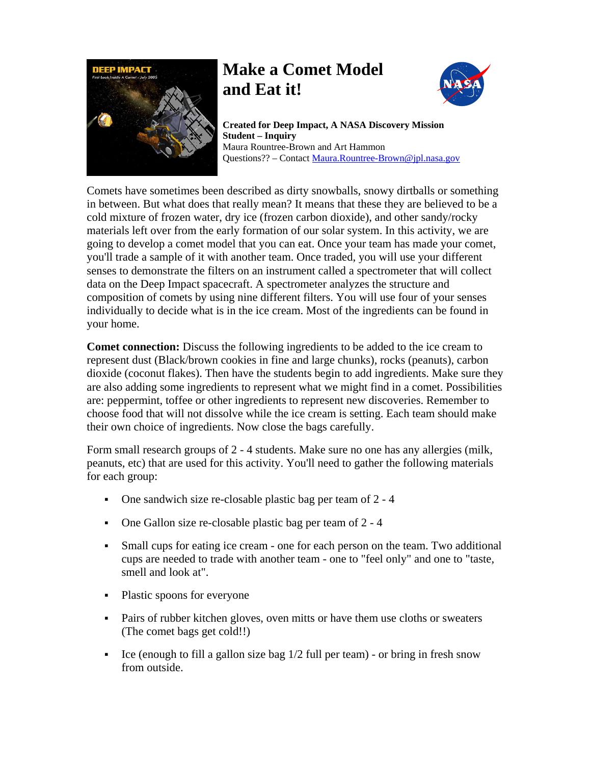# Make a Comet Model and Eat it!

**Created for Deep Impact, A NASA Discovery Mission**
**Student – Inquiry**
Maura Rountree-Brown and Art Hammon
Questions?? – Contact Maura.Rountree-Brown@jpl.nasa.gov

Comets have sometimes been described as dirty snowballs, snowy dirtballs or something in between. But what does that really mean? It means that these they are believed to be a cold mixture of frozen water, dry ice (frozen carbon dioxide), and other sandy/rocky materials left over from the early formation of our solar system. In this activity, we are going to develop a comet model that you can eat. Once your team has made your comet, you'll trade a sample of it with another team. Once traded, you will use your different senses to demonstrate the filters on an instrument called a spectrometer that will collect data on the Deep Impact spacecraft. A spectrometer analyzes the structure and composition of comets by using nine different filters. You will use four of your senses individually to decide what is in the ice cream. Most of the ingredients can be found in your home.

**Comet connection:** Discuss the following ingredients to be added to the ice cream to represent dust (Black/brown cookies in fine and large chunks), rocks (peanuts), carbon dioxide (coconut flakes). Then have the students begin to add ingredients. Make sure they are also adding some ingredients to represent what we might find in a comet. Possibilities are: peppermint, toffee or other ingredients to represent new discoveries. Remember to choose food that will not dissolve while the ice cream is setting. Each team should make their own choice of ingredients. Now close the bags carefully.

Form small research groups of 2 - 4 students. Make sure no one has any allergies (milk, peanuts, etc) that are used for this activity. You'll need to gather the following materials for each group:

- One sandwich size re-closable plastic bag per team of 2 - 4
- One Gallon size re-closable plastic bag per team of 2 - 4
- Small cups for eating ice cream - one for each person on the team. Two additional cups are needed to trade with another team - one to "feel only" and one to "taste, smell and look at".
- Plastic spoons for everyone
- Pairs of rubber kitchen gloves, oven mitts or have them use cloths or sweaters (The comet bags get cold!!)
- Ice (enough to fill a gallon size bag 1/2 full per team) - or bring in fresh snow from outside.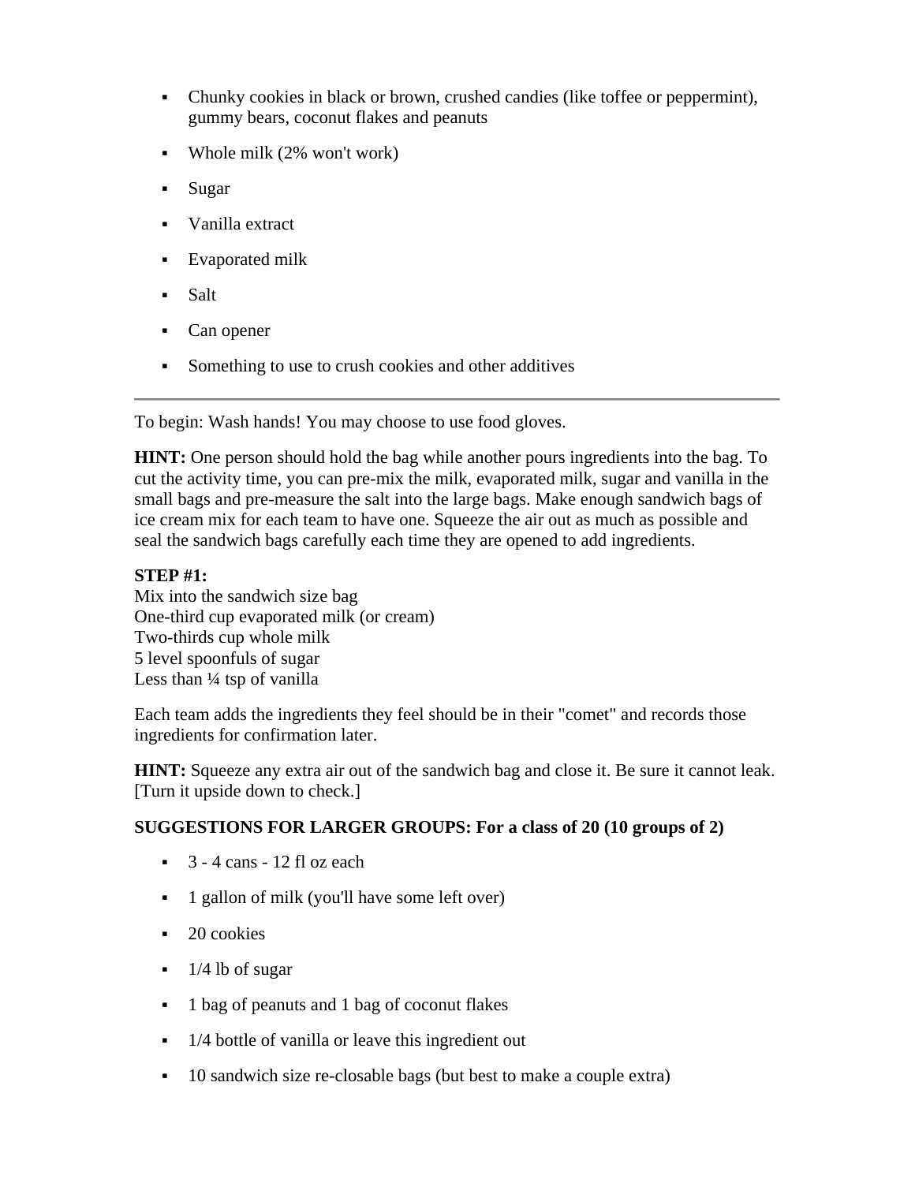- Chunky cookies in black or brown, crushed candies (like toffee or peppermint), gummy bears, coconut flakes and peanuts
- Whole milk (2% won't work)
- Sugar
- Vanilla extract
- Evaporated milk
- Salt
- Can opener
- Something to use to crush cookies and other additives

---

To begin: Wash hands! You may choose to use food gloves.

**HINT:** One person should hold the bag while another pours ingredients into the bag. To cut the activity time, you can pre-mix the milk, evaporated milk, sugar and vanilla in the small bags and pre-measure the salt into the large bags. Make enough sandwich bags of ice cream mix for each team to have one. Squeeze the air out as much as possible and seal the sandwich bags carefully each time they are opened to add ingredients.

**STEP #1:**
Mix into the sandwich size bag
One-third cup evaporated milk (or cream)
Two-thirds cup whole milk
5 level spoonfuls of sugar
Less than ¼ tsp of vanilla

Each team adds the ingredients they feel should be in their "comet" and records those ingredients for confirmation later.

**HINT:** Squeeze any extra air out of the sandwich bag and close it. Be sure it cannot leak. [Turn it upside down to check.]

**SUGGESTIONS FOR LARGER GROUPS: For a class of 20 (10 groups of 2)**

- 3 - 4 cans - 12 fl oz each
- 1 gallon of milk (you'll have some left over)
- 20 cookies
- 1/4 lb of sugar
- 1 bag of peanuts and 1 bag of coconut flakes
- 1/4 bottle of vanilla or leave this ingredient out
- 10 sandwich size re-closable bags (but best to make a couple extra)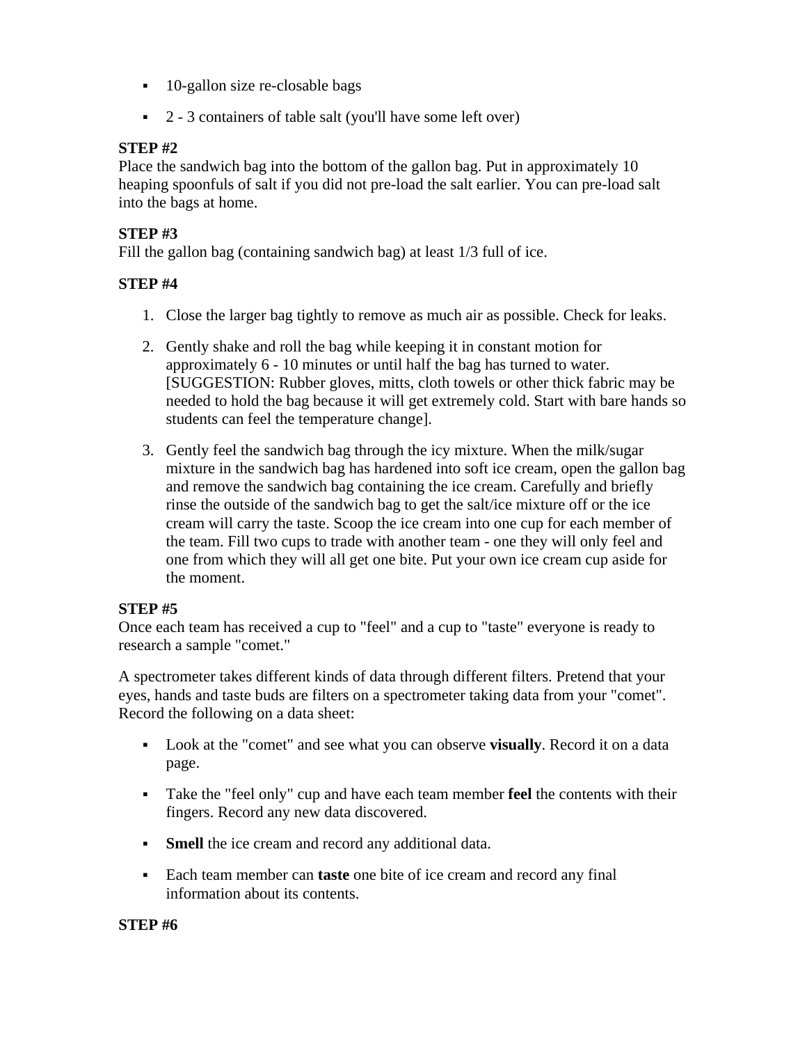- 10-gallon size re-closable bags
- 2 - 3 containers of table salt (you'll have some left over)

**STEP #2**
Place the sandwich bag into the bottom of the gallon bag. Put in approximately 10 heaping spoonfuls of salt if you did not pre-load the salt earlier. You can pre-load salt into the bags at home.

**STEP #3**
Fill the gallon bag (containing sandwich bag) at least 1/3 full of ice.

**STEP #4**

1. Close the larger bag tightly to remove as much air as possible. Check for leaks.
2. Gently shake and roll the bag while keeping it in constant motion for approximately 6 - 10 minutes or until half the bag has turned to water. [SUGGESTION: Rubber gloves, mitts, cloth towels or other thick fabric may be needed to hold the bag because it will get extremely cold. Start with bare hands so students can feel the temperature change].
3. Gently feel the sandwich bag through the icy mixture. When the milk/sugar mixture in the sandwich bag has hardened into soft ice cream, open the gallon bag and remove the sandwich bag containing the ice cream. Carefully and briefly rinse the outside of the sandwich bag to get the salt/ice mixture off or the ice cream will carry the taste. Scoop the ice cream into one cup for each member of the team. Fill two cups to trade with another team - one they will only feel and one from which they will all get one bite. Put your own ice cream cup aside for the moment.

**STEP #5**
Once each team has received a cup to "feel" and a cup to "taste" everyone is ready to research a sample "comet."

A spectrometer takes different kinds of data through different filters. Pretend that your eyes, hands and taste buds are filters on a spectrometer taking data from your "comet". Record the following on a data sheet:

- Look at the "comet" and see what you can observe **visually**. Record it on a data page.
- Take the "feel only" cup and have each team member **feel** the contents with their fingers. Record any new data discovered.
- **Smell** the ice cream and record any additional data.
- Each team member can **taste** one bite of ice cream and record any final information about its contents.

**STEP #6**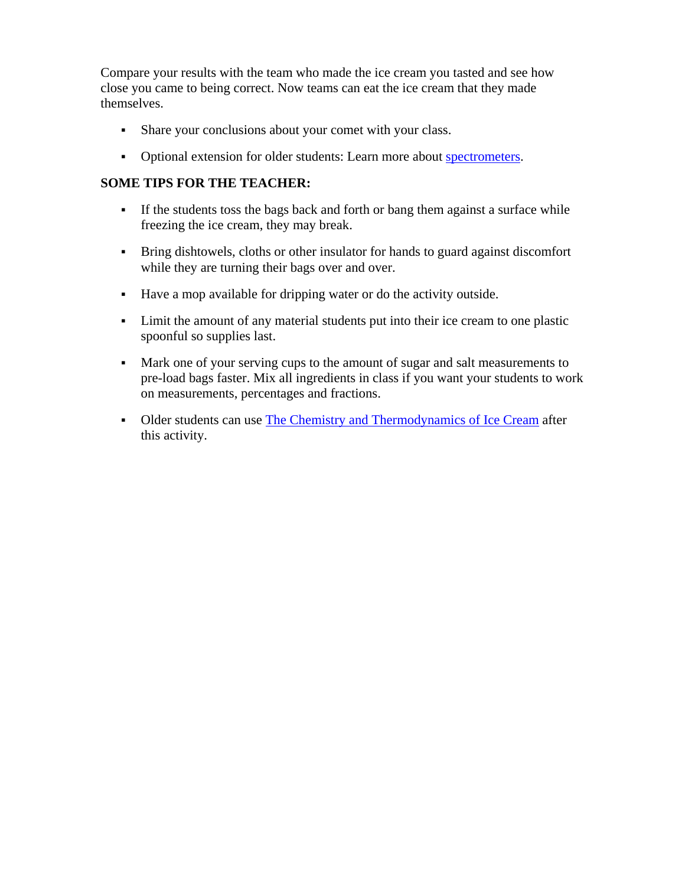Compare your results with the team who made the ice cream you tasted and see how close you came to being correct. Now teams can eat the ice cream that they made themselves.

- Share your conclusions about your comet with your class.
- Optional extension for older students: Learn more about [spectrometers](#).

**SOME TIPS FOR THE TEACHER:**

- If the students toss the bags back and forth or bang them against a surface while freezing the ice cream, they may break.
- Bring dishtowels, cloths or other insulator for hands to guard against discomfort while they are turning their bags over and over.
- Have a mop available for dripping water or do the activity outside.
- Limit the amount of any material students put into their ice cream to one plastic spoonful so supplies last.
- Mark one of your serving cups to the amount of sugar and salt measurements to pre-load bags faster. Mix all ingredients in class if you want your students to work on measurements, percentages and fractions.
- Older students can use [The Chemistry and Thermodynamics of Ice Cream](#) after this activity.